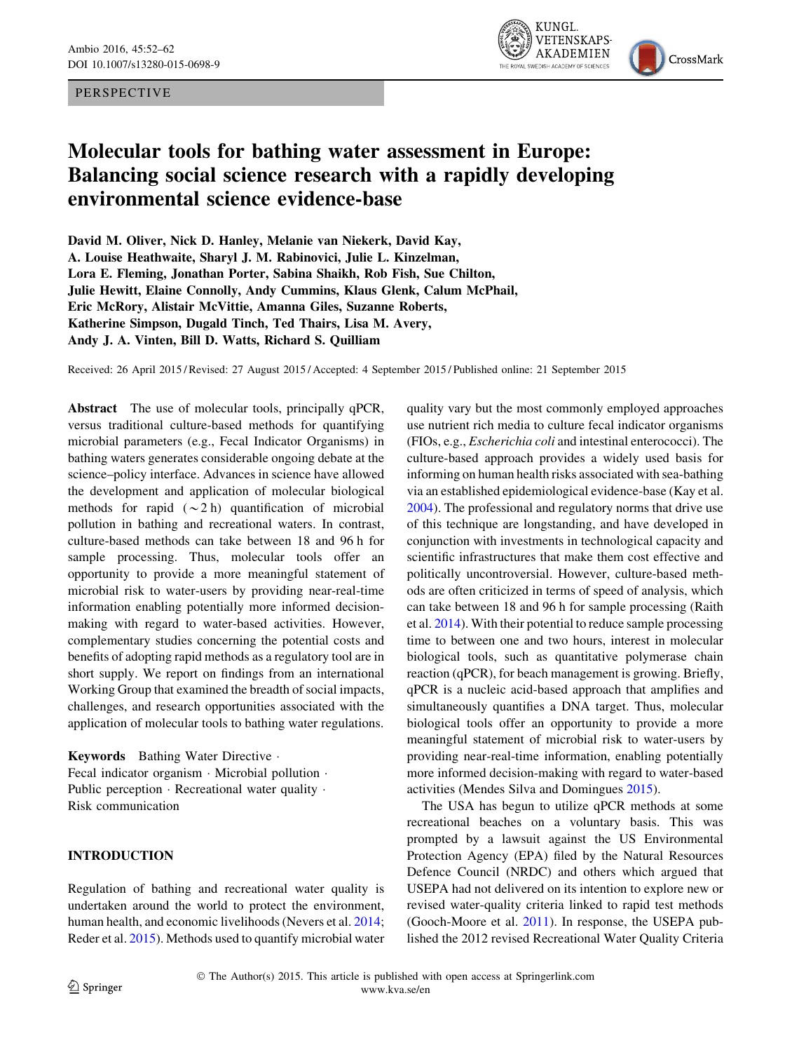PERSPECTIVE

# Molecular tools for bathing water assessment in Europe: Balancing social science research with a rapidly developing environmental science evidence-base

**David M. Oliver, Nick D. Hanley, Melanie van Niekerk, David Kay, A. Louise Heathwaite, Sharyl J. M. Rabinovici, Julie L. Kinzelman, Lora E. Fleming, Jonathan Porter, Sabina Shaikh, Rob Fish, Sue Chilton, Julie Hewitt, Elaine Connolly, Andy Cummins, Klaus Glenk, Calum McPhail, Eric McRory, Alistair McVittie, Amanna Giles, Suzanne Roberts, Katherine Simpson, Dugald Tinch, Ted Thairs, Lisa M. Avery, Andy J. A. Vinten, Bill D. Watts, Richard S. Quilliam**

Received: 26 April 2015 / Revised: 27 August 2015 / Accepted: 4 September 2015 / Published online: 21 September 2015

**Abstract** The use of molecular tools, principally qPCR, versus traditional culture-based methods for quantifying microbial parameters (e.g., Fecal Indicator Organisms) in bathing waters generates considerable ongoing debate at the science–policy interface. Advances in science have allowed the development and application of molecular biological methods for rapid (~2 h) quantification of microbial pollution in bathing and recreational waters. In contrast, culture-based methods can take between 18 and 96 h for sample processing. Thus, molecular tools offer an opportunity to provide a more meaningful statement of microbial risk to water-users by providing near-real-time information enabling potentially more informed decision-making with regard to water-based activities. However, complementary studies concerning the potential costs and benefits of adopting rapid methods as a regulatory tool are in short supply. We report on findings from an international Working Group that examined the breadth of social impacts, challenges, and research opportunities associated with the application of molecular tools to bathing water regulations.

**Keywords** Bathing Water Directive · Fecal indicator organism · Microbial pollution · Public perception · Recreational water quality · Risk communication

## INTRODUCTION

Regulation of bathing and recreational water quality is undertaken around the world to protect the environment, human health, and economic livelihoods (Nevers et al. 2014; Reder et al. 2015). Methods used to quantify microbial water quality vary but the most commonly employed approaches use nutrient rich media to culture fecal indicator organisms (FIOs, e.g., *Escherichia coli* and intestinal enterococci). The culture-based approach provides a widely used basis for informing on human health risks associated with sea-bathing via an established epidemiological evidence-base (Kay et al. 2004). The professional and regulatory norms that drive use of this technique are longstanding, and have developed in conjunction with investments in technological capacity and scientific infrastructures that make them cost effective and politically uncontroversial. However, culture-based methods are often criticized in terms of speed of analysis, which can take between 18 and 96 h for sample processing (Raith et al. 2014). With their potential to reduce sample processing time to between one and two hours, interest in molecular biological tools, such as quantitative polymerase chain reaction (qPCR), for beach management is growing. Briefly, qPCR is a nucleic acid-based approach that amplifies and simultaneously quantifies a DNA target. Thus, molecular biological tools offer an opportunity to provide a more meaningful statement of microbial risk to water-users by providing near-real-time information, enabling potentially more informed decision-making with regard to water-based activities (Mendes Silva and Domingues 2015).

The USA has begun to utilize qPCR methods at some recreational beaches on a voluntary basis. This was prompted by a lawsuit against the US Environmental Protection Agency (EPA) filed by the Natural Resources Defence Council (NRDC) and others which argued that USEPA had not delivered on its intention to explore new or revised water-quality criteria linked to rapid test methods (Gooch-Moore et al. 2011). In response, the USEPA published the 2012 revised Recreational Water Quality Criteria

© The Author(s) 2015. This article is published with open access at Springerlink.com
www.kva.se/en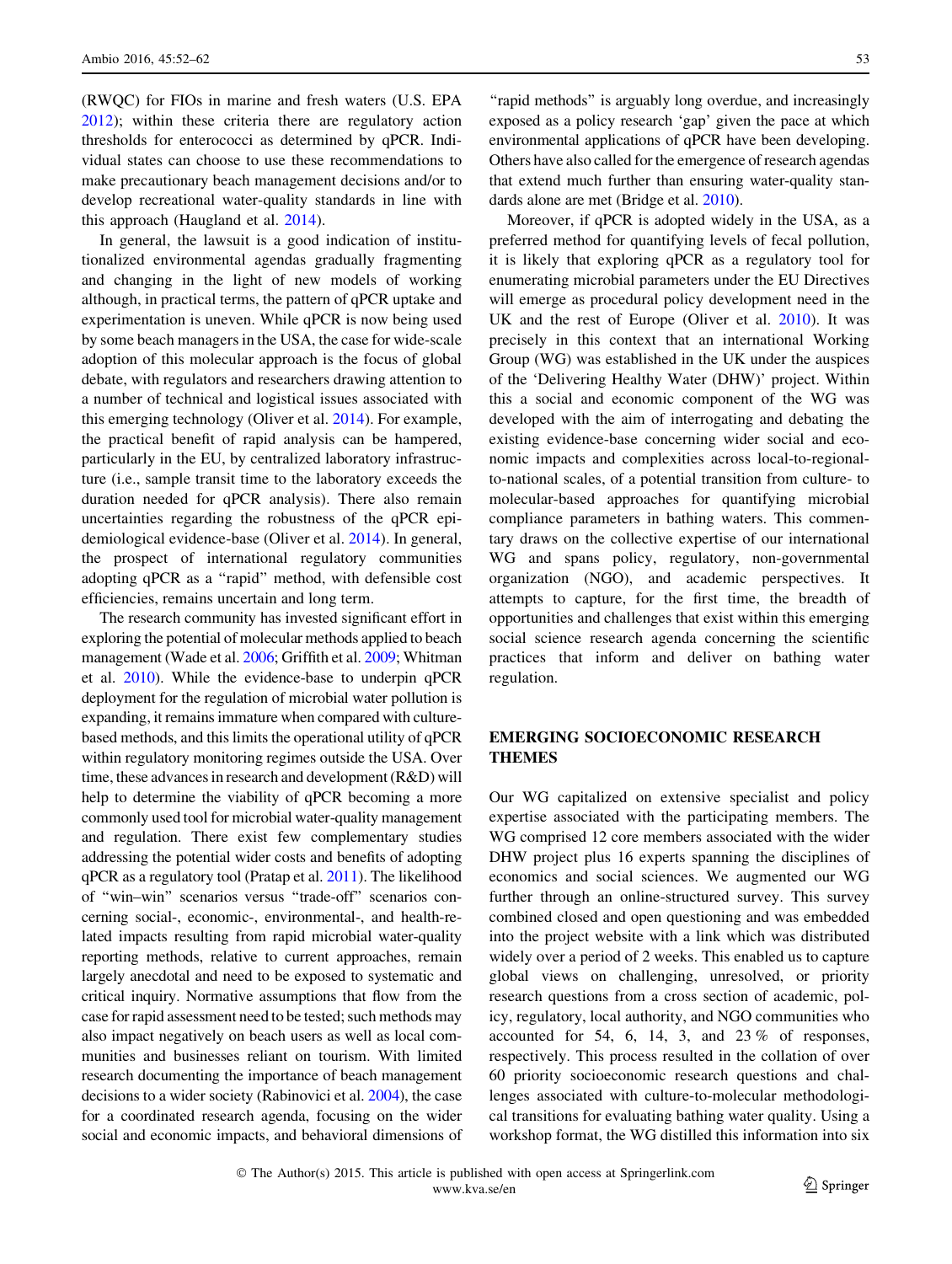(RWQC) for FIOs in marine and fresh waters (U.S. EPA 2012); within these criteria there are regulatory action thresholds for enterococci as determined by qPCR. Individual states can choose to use these recommendations to make precautionary beach management decisions and/or to develop recreational water-quality standards in line with this approach (Haugland et al. 2014).

In general, the lawsuit is a good indication of institutionalized environmental agendas gradually fragmenting and changing in the light of new models of working although, in practical terms, the pattern of qPCR uptake and experimentation is uneven. While qPCR is now being used by some beach managers in the USA, the case for wide-scale adoption of this molecular approach is the focus of global debate, with regulators and researchers drawing attention to a number of technical and logistical issues associated with this emerging technology (Oliver et al. 2014). For example, the practical benefit of rapid analysis can be hampered, particularly in the EU, by centralized laboratory infrastructure (i.e., sample transit time to the laboratory exceeds the duration needed for qPCR analysis). There also remain uncertainties regarding the robustness of the qPCR epidemiological evidence-base (Oliver et al. 2014). In general, the prospect of international regulatory communities adopting qPCR as a "rapid" method, with defensible cost efficiencies, remains uncertain and long term.

The research community has invested significant effort in exploring the potential of molecular methods applied to beach management (Wade et al. 2006; Griffith et al. 2009; Whitman et al. 2010). While the evidence-base to underpin qPCR deployment for the regulation of microbial water pollution is expanding, it remains immature when compared with culture-based methods, and this limits the operational utility of qPCR within regulatory monitoring regimes outside the USA. Over time, these advances in research and development (R&D) will help to determine the viability of qPCR becoming a more commonly used tool for microbial water-quality management and regulation. There exist few complementary studies addressing the potential wider costs and benefits of adopting qPCR as a regulatory tool (Pratap et al. 2011). The likelihood of "win–win" scenarios versus "trade-off" scenarios concerning social-, economic-, environmental-, and health-related impacts resulting from rapid microbial water-quality reporting methods, relative to current approaches, remain largely anecdotal and need to be exposed to systematic and critical inquiry. Normative assumptions that flow from the case for rapid assessment need to be tested; such methods may also impact negatively on beach users as well as local communities and businesses reliant on tourism. With limited research documenting the importance of beach management decisions to a wider society (Rabinovici et al. 2004), the case for a coordinated research agenda, focusing on the wider social and economic impacts, and behavioral dimensions of "rapid methods" is arguably long overdue, and increasingly exposed as a policy research 'gap' given the pace at which environmental applications of qPCR have been developing. Others have also called for the emergence of research agendas that extend much further than ensuring water-quality standards alone are met (Bridge et al. 2010).

Moreover, if qPCR is adopted widely in the USA, as a preferred method for quantifying levels of fecal pollution, it is likely that exploring qPCR as a regulatory tool for enumerating microbial parameters under the EU Directives will emerge as procedural policy development need in the UK and the rest of Europe (Oliver et al. 2010). It was precisely in this context that an international Working Group (WG) was established in the UK under the auspices of the 'Delivering Healthy Water (DHW)' project. Within this a social and economic component of the WG was developed with the aim of interrogating and debating the existing evidence-base concerning wider social and economic impacts and complexities across local-to-regional-to-national scales, of a potential transition from culture- to molecular-based approaches for quantifying microbial compliance parameters in bathing waters. This commentary draws on the collective expertise of our international WG and spans policy, regulatory, non-governmental organization (NGO), and academic perspectives. It attempts to capture, for the first time, the breadth of opportunities and challenges that exist within this emerging social science research agenda concerning the scientific practices that inform and deliver on bathing water regulation.

## EMERGING SOCIOECONOMIC RESEARCH THEMES

Our WG capitalized on extensive specialist and policy expertise associated with the participating members. The WG comprised 12 core members associated with the wider DHW project plus 16 experts spanning the disciplines of economics and social sciences. We augmented our WG further through an online-structured survey. This survey combined closed and open questioning and was embedded into the project website with a link which was distributed widely over a period of 2 weeks. This enabled us to capture global views on challenging, unresolved, or priority research questions from a cross section of academic, policy, regulatory, local authority, and NGO communities who accounted for 54, 6, 14, 3, and 23 % of responses, respectively. This process resulted in the collation of over 60 priority socioeconomic research questions and challenges associated with culture-to-molecular methodological transitions for evaluating bathing water quality. Using a workshop format, the WG distilled this information into six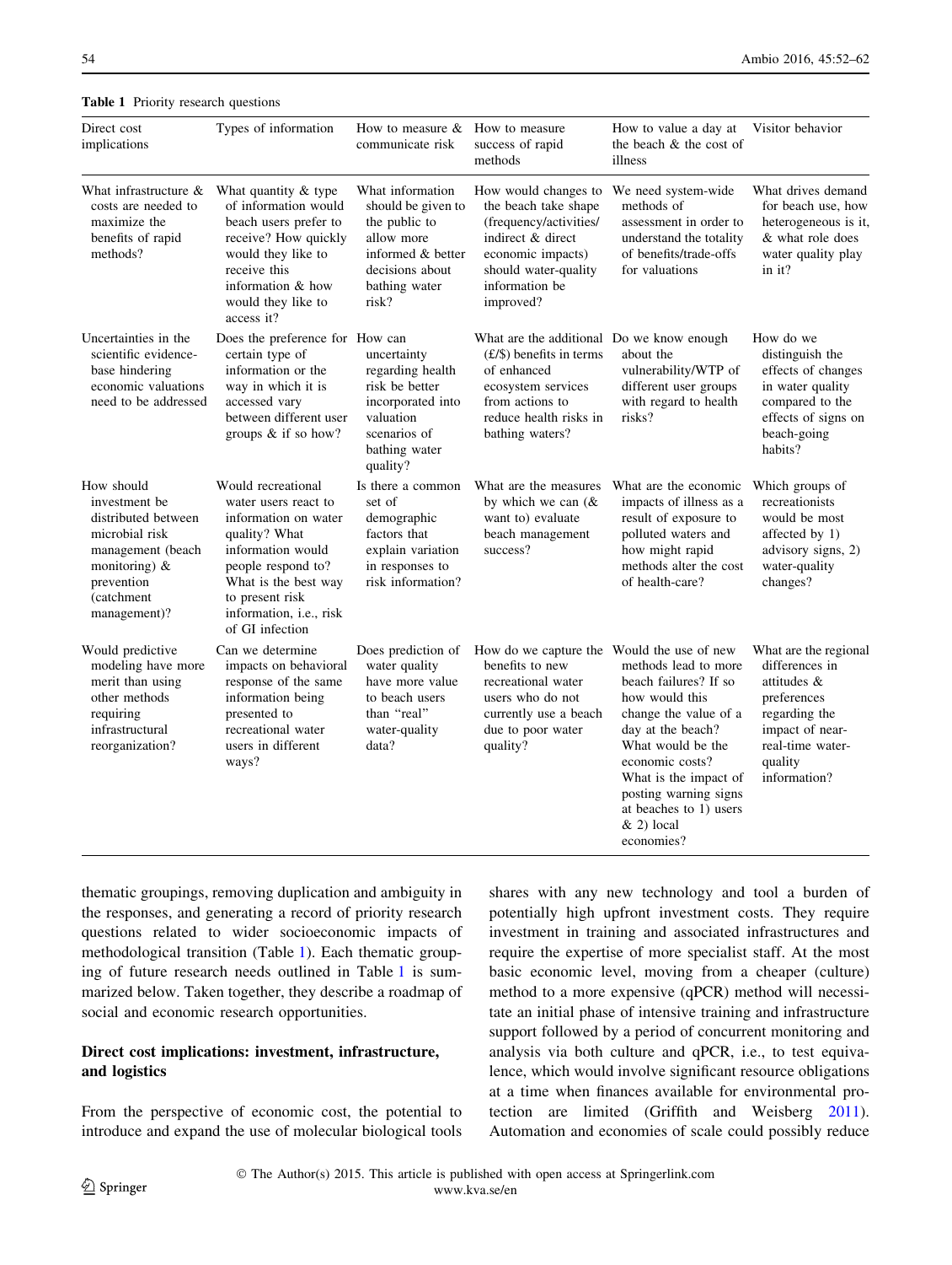**Table 1** Priority research questions

| Direct cost implications | Types of information | How to measure & communicate risk | How to measure success of rapid methods | How to value a day at the beach & the cost of illness | Visitor behavior |
|---|---|---|---|---|---|
| What infrastructure & costs are needed to maximize the benefits of rapid methods? | What quantity & type of information would beach users prefer to receive? How quickly would they like to receive this information & how would they like to access it? | What information should be given to the public to allow more informed & better decisions about bathing water risk? | How would changes to the beach take shape (frequency/activities/indirect & direct economic impacts) should water-quality information be improved? | We need system-wide methods of assessment in order to understand the totality of benefits/trade-offs for valuations | What drives demand for beach use, how heterogeneous is it, & what role does water quality play in it? |
| Uncertainties in the scientific evidence-base hindering economic valuations need to be addressed | Does the preference for certain type of information or the way in which it is accessed vary between different user groups & if so how? | How can uncertainty regarding health risk be better incorporated into valuation scenarios of bathing water quality? | What are the additional (£/$) benefits in terms of enhanced ecosystem services from actions to reduce health risks in bathing waters? | Do we know enough about the vulnerability/WTP of different user groups with regard to health risks? | How do we distinguish the effects of changes in water quality compared to the effects of signs on beach-going habits? |
| How should investment be distributed between microbial risk management (beach monitoring) & prevention (catchment management)? | Would recreational water users react to information on water quality? What information would people respond to? What is the best way to present risk information, i.e., risk of GI infection | Is there a common set of demographic factors that explain variation in responses to risk information? | What are the measures by which we can (& want to) evaluate beach management success? | What are the economic impacts of illness as a result of exposure to polluted waters and how might rapid methods alter the cost of health-care? | Which groups of recreationists would be most affected by 1) advisory signs, 2) water-quality changes? |
| Would predictive modeling have more merit than using other methods requiring infrastructural reorganization? | Can we determine impacts on behavioral response of the same information being presented to recreational water users in different ways? | Does prediction of water quality have more value to beach users than "real" water-quality data? | How do we capture the benefits to new recreational water users who do not currently use a beach due to poor water quality? | Would the use of new methods lead to more beach failures? If so how would this change the value of a day at the beach? What would be the economic costs? What is the impact of posting warning signs at beaches to 1) users & 2) local economies? | What are the regional differences in attitudes & preferences regarding the impact of near-real-time water-quality information? |

thematic groupings, removing duplication and ambiguity in the responses, and generating a record of priority research questions related to wider socioeconomic impacts of methodological transition (Table 1). Each thematic grouping of future research needs outlined in Table 1 is summarized below. Taken together, they describe a roadmap of social and economic research opportunities.

## Direct cost implications: investment, infrastructure, and logistics

From the perspective of economic cost, the potential to introduce and expand the use of molecular biological tools shares with any new technology and tool a burden of potentially high upfront investment costs. They require investment in training and associated infrastructures and require the expertise of more specialist staff. At the most basic economic level, moving from a cheaper (culture) method to a more expensive (qPCR) method will necessitate an initial phase of intensive training and infrastructure support followed by a period of concurrent monitoring and analysis via both culture and qPCR, i.e., to test equivalence, which would involve significant resource obligations at a time when finances available for environmental protection are limited (Griffith and Weisberg 2011). Automation and economies of scale could possibly reduce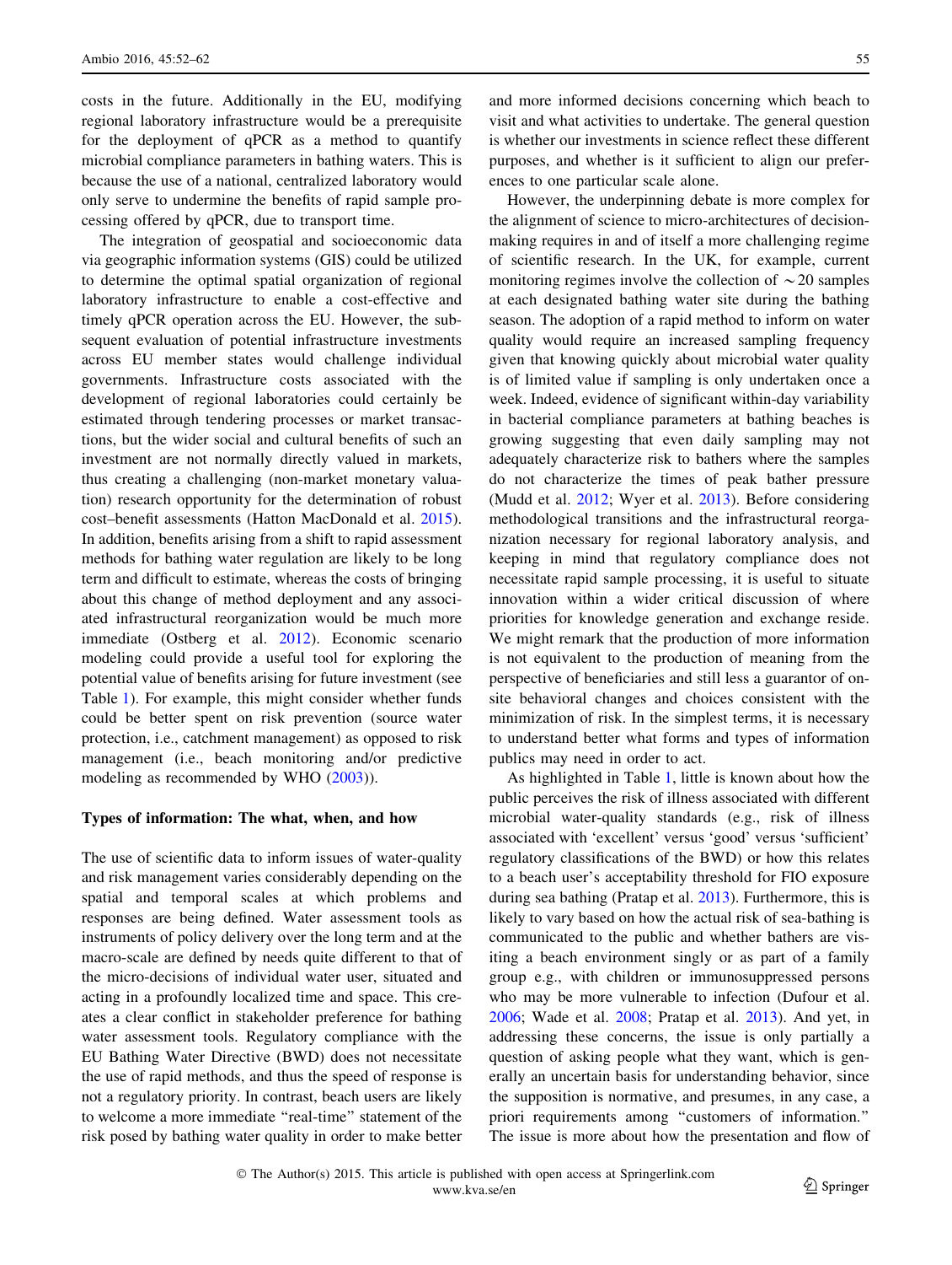costs in the future. Additionally in the EU, modifying regional laboratory infrastructure would be a prerequisite for the deployment of qPCR as a method to quantify microbial compliance parameters in bathing waters. This is because the use of a national, centralized laboratory would only serve to undermine the benefits of rapid sample processing offered by qPCR, due to transport time.

The integration of geospatial and socioeconomic data via geographic information systems (GIS) could be utilized to determine the optimal spatial organization of regional laboratory infrastructure to enable a cost-effective and timely qPCR operation across the EU. However, the subsequent evaluation of potential infrastructure investments across EU member states would challenge individual governments. Infrastructure costs associated with the development of regional laboratories could certainly be estimated through tendering processes or market transactions, but the wider social and cultural benefits of such an investment are not normally directly valued in markets, thus creating a challenging (non-market monetary valuation) research opportunity for the determination of robust cost–benefit assessments (Hatton MacDonald et al. 2015). In addition, benefits arising from a shift to rapid assessment methods for bathing water regulation are likely to be long term and difficult to estimate, whereas the costs of bringing about this change of method deployment and any associated infrastructural reorganization would be much more immediate (Ostberg et al. 2012). Economic scenario modeling could provide a useful tool for exploring the potential value of benefits arising for future investment (see Table 1). For example, this might consider whether funds could be better spent on risk prevention (source water protection, i.e., catchment management) as opposed to risk management (i.e., beach monitoring and/or predictive modeling as recommended by WHO (2003)).

## Types of information: The what, when, and how

The use of scientific data to inform issues of water-quality and risk management varies considerably depending on the spatial and temporal scales at which problems and responses are being defined. Water assessment tools as instruments of policy delivery over the long term and at the macro-scale are defined by needs quite different to that of the micro-decisions of individual water user, situated and acting in a profoundly localized time and space. This creates a clear conflict in stakeholder preference for bathing water assessment tools. Regulatory compliance with the EU Bathing Water Directive (BWD) does not necessitate the use of rapid methods, and thus the speed of response is not a regulatory priority. In contrast, beach users are likely to welcome a more immediate "real-time" statement of the risk posed by bathing water quality in order to make better and more informed decisions concerning which beach to visit and what activities to undertake. The general question is whether our investments in science reflect these different purposes, and whether is it sufficient to align our preferences to one particular scale alone.

However, the underpinning debate is more complex for the alignment of science to micro-architectures of decision-making requires in and of itself a more challenging regime of scientific research. In the UK, for example, current monitoring regimes involve the collection of ~20 samples at each designated bathing water site during the bathing season. The adoption of a rapid method to inform on water quality would require an increased sampling frequency given that knowing quickly about microbial water quality is of limited value if sampling is only undertaken once a week. Indeed, evidence of significant within-day variability in bacterial compliance parameters at bathing beaches is growing suggesting that even daily sampling may not adequately characterize risk to bathers where the samples do not characterize the times of peak bather pressure (Mudd et al. 2012; Wyer et al. 2013). Before considering methodological transitions and the infrastructural reorganization necessary for regional laboratory analysis, and keeping in mind that regulatory compliance does not necessitate rapid sample processing, it is useful to situate innovation within a wider critical discussion of where priorities for knowledge generation and exchange reside. We might remark that the production of more information is not equivalent to the production of meaning from the perspective of beneficiaries and still less a guarantor of on-site behavioral changes and choices consistent with the minimization of risk. In the simplest terms, it is necessary to understand better what forms and types of information publics may need in order to act.

As highlighted in Table 1, little is known about how the public perceives the risk of illness associated with different microbial water-quality standards (e.g., risk of illness associated with 'excellent' versus 'good' versus 'sufficient' regulatory classifications of the BWD) or how this relates to a beach user's acceptability threshold for FIO exposure during sea bathing (Pratap et al. 2013). Furthermore, this is likely to vary based on how the actual risk of sea-bathing is communicated to the public and whether bathers are visiting a beach environment singly or as part of a family group e.g., with children or immunosuppressed persons who may be more vulnerable to infection (Dufour et al. 2006; Wade et al. 2008; Pratap et al. 2013). And yet, in addressing these concerns, the issue is only partially a question of asking people what they want, which is generally an uncertain basis for understanding behavior, since the supposition is normative, and presumes, in any case, a priori requirements among "customers of information." The issue is more about how the presentation and flow of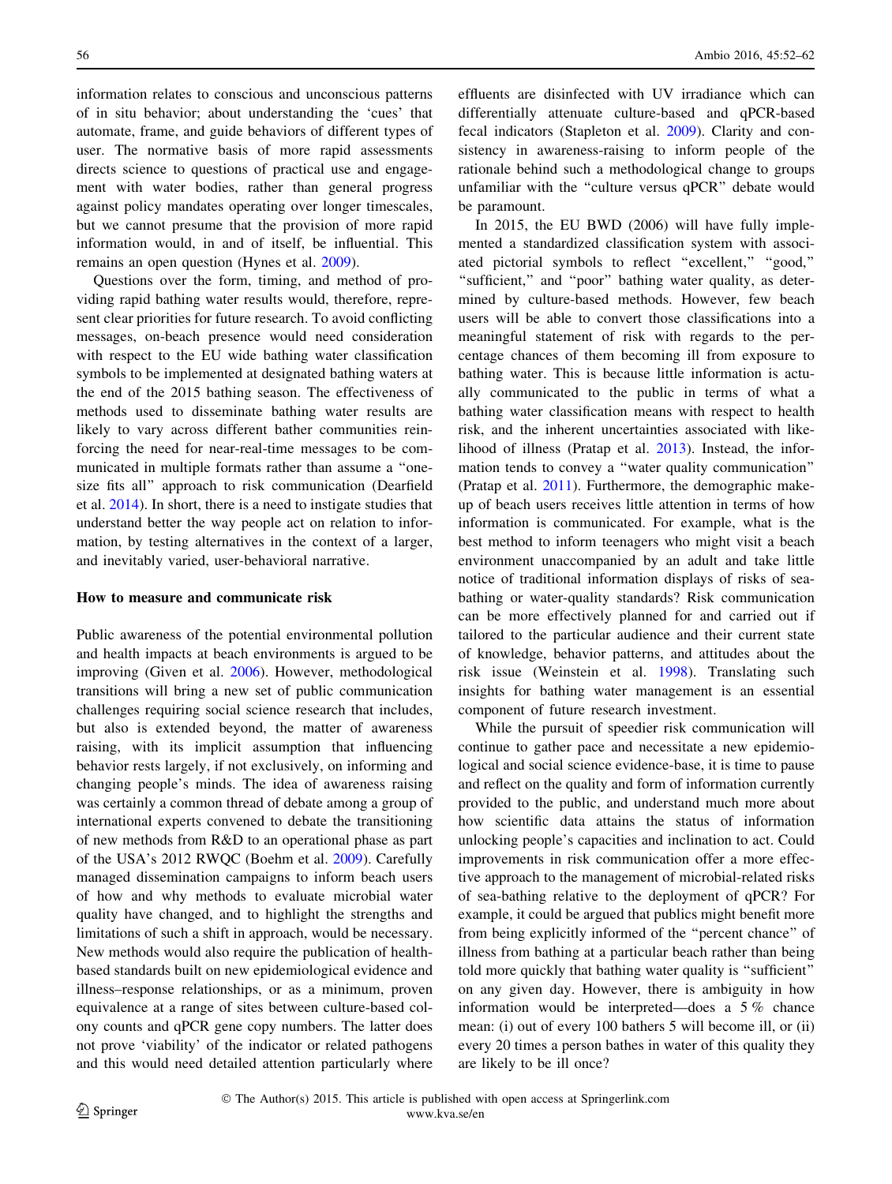information relates to conscious and unconscious patterns of in situ behavior; about understanding the 'cues' that automate, frame, and guide behaviors of different types of user. The normative basis of more rapid assessments directs science to questions of practical use and engagement with water bodies, rather than general progress against policy mandates operating over longer timescales, but we cannot presume that the provision of more rapid information would, in and of itself, be influential. This remains an open question (Hynes et al. 2009).

Questions over the form, timing, and method of providing rapid bathing water results would, therefore, represent clear priorities for future research. To avoid conflicting messages, on-beach presence would need consideration with respect to the EU wide bathing water classification symbols to be implemented at designated bathing waters at the end of the 2015 bathing season. The effectiveness of methods used to disseminate bathing water results are likely to vary across different bather communities reinforcing the need for near-real-time messages to be communicated in multiple formats rather than assume a "one-size fits all" approach to risk communication (Dearfield et al. 2014). In short, there is a need to instigate studies that understand better the way people act on relation to information, by testing alternatives in the context of a larger, and inevitably varied, user-behavioral narrative.

**How to measure and communicate risk**

Public awareness of the potential environmental pollution and health impacts at beach environments is argued to be improving (Given et al. 2006). However, methodological transitions will bring a new set of public communication challenges requiring social science research that includes, but also is extended beyond, the matter of awareness raising, with its implicit assumption that influencing behavior rests largely, if not exclusively, on informing and changing people's minds. The idea of awareness raising was certainly a common thread of debate among a group of international experts convened to debate the transitioning of new methods from R&D to an operational phase as part of the USA's 2012 RWQC (Boehm et al. 2009). Carefully managed dissemination campaigns to inform beach users of how and why methods to evaluate microbial water quality have changed, and to highlight the strengths and limitations of such a shift in approach, would be necessary. New methods would also require the publication of health-based standards built on new epidemiological evidence and illness–response relationships, or as a minimum, proven equivalence at a range of sites between culture-based colony counts and qPCR gene copy numbers. The latter does not prove 'viability' of the indicator or related pathogens and this would need detailed attention particularly where effluents are disinfected with UV irradiance which can differentially attenuate culture-based and qPCR-based fecal indicators (Stapleton et al. 2009). Clarity and consistency in awareness-raising to inform people of the rationale behind such a methodological change to groups unfamiliar with the "culture versus qPCR" debate would be paramount.

In 2015, the EU BWD (2006) will have fully implemented a standardized classification system with associated pictorial symbols to reflect "excellent," "good," "sufficient," and "poor" bathing water quality, as determined by culture-based methods. However, few beach users will be able to convert those classifications into a meaningful statement of risk with regards to the percentage chances of them becoming ill from exposure to bathing water. This is because little information is actually communicated to the public in terms of what a bathing water classification means with respect to health risk, and the inherent uncertainties associated with likelihood of illness (Pratap et al. 2013). Instead, the information tends to convey a "water quality communication" (Pratap et al. 2011). Furthermore, the demographic make-up of beach users receives little attention in terms of how information is communicated. For example, what is the best method to inform teenagers who might visit a beach environment unaccompanied by an adult and take little notice of traditional information displays of risks of sea-bathing or water-quality standards? Risk communication can be more effectively planned for and carried out if tailored to the particular audience and their current state of knowledge, behavior patterns, and attitudes about the risk issue (Weinstein et al. 1998). Translating such insights for bathing water management is an essential component of future research investment.

While the pursuit of speedier risk communication will continue to gather pace and necessitate a new epidemiological and social science evidence-base, it is time to pause and reflect on the quality and form of information currently provided to the public, and understand much more about how scientific data attains the status of information unlocking people's capacities and inclination to act. Could improvements in risk communication offer a more effective approach to the management of microbial-related risks of sea-bathing relative to the deployment of qPCR? For example, it could be argued that publics might benefit more from being explicitly informed of the "percent chance" of illness from bathing at a particular beach rather than being told more quickly that bathing water quality is "sufficient" on any given day. However, there is ambiguity in how information would be interpreted—does a 5 % chance mean: (i) out of every 100 bathers 5 will become ill, or (ii) every 20 times a person bathes in water of this quality they are likely to be ill once?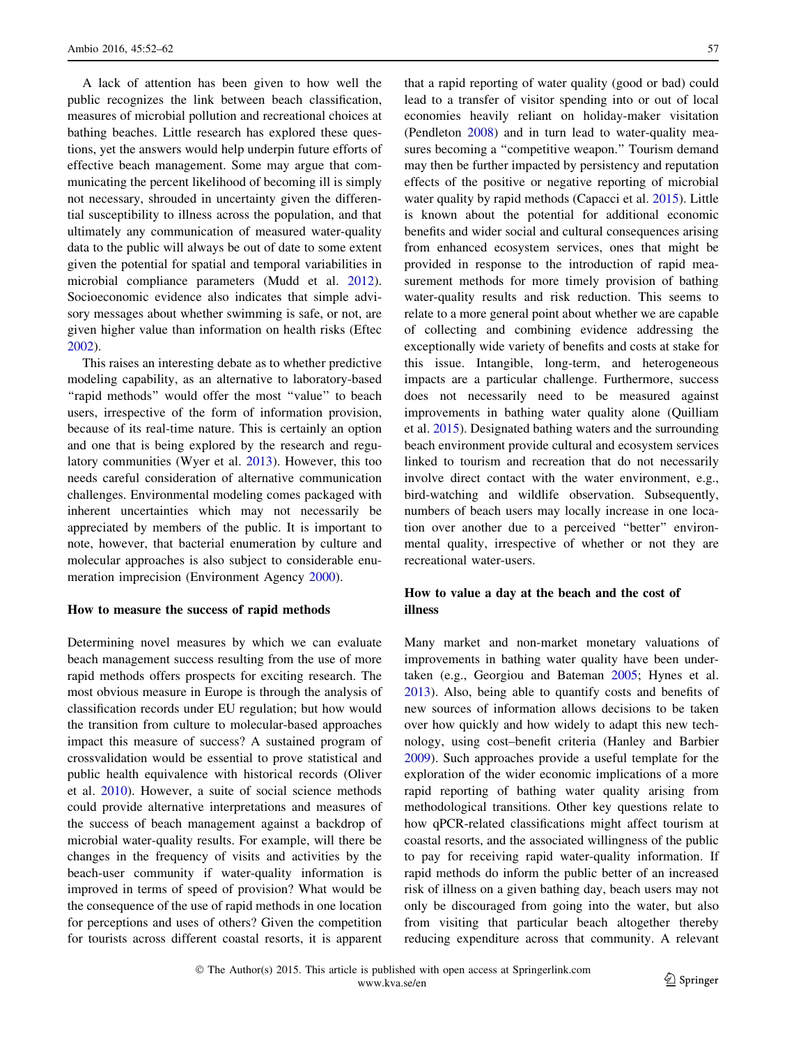A lack of attention has been given to how well the public recognizes the link between beach classification, measures of microbial pollution and recreational choices at bathing beaches. Little research has explored these questions, yet the answers would help underpin future efforts of effective beach management. Some may argue that communicating the percent likelihood of becoming ill is simply not necessary, shrouded in uncertainty given the differential susceptibility to illness across the population, and that ultimately any communication of measured water-quality data to the public will always be out of date to some extent given the potential for spatial and temporal variabilities in microbial compliance parameters (Mudd et al. 2012). Socioeconomic evidence also indicates that simple advisory messages about whether swimming is safe, or not, are given higher value than information on health risks (Eftec 2002).

This raises an interesting debate as to whether predictive modeling capability, as an alternative to laboratory-based "rapid methods" would offer the most "value" to beach users, irrespective of the form of information provision, because of its real-time nature. This is certainly an option and one that is being explored by the research and regulatory communities (Wyer et al. 2013). However, this too needs careful consideration of alternative communication challenges. Environmental modeling comes packaged with inherent uncertainties which may not necessarily be appreciated by members of the public. It is important to note, however, that bacterial enumeration by culture and molecular approaches is also subject to considerable enumeration imprecision (Environment Agency 2000).

## How to measure the success of rapid methods

Determining novel measures by which we can evaluate beach management success resulting from the use of more rapid methods offers prospects for exciting research. The most obvious measure in Europe is through the analysis of classification records under EU regulation; but how would the transition from culture to molecular-based approaches impact this measure of success? A sustained program of crossvalidation would be essential to prove statistical and public health equivalence with historical records (Oliver et al. 2010). However, a suite of social science methods could provide alternative interpretations and measures of the success of beach management against a backdrop of microbial water-quality results. For example, will there be changes in the frequency of visits and activities by the beach-user community if water-quality information is improved in terms of speed of provision? What would be the consequence of the use of rapid methods in one location for perceptions and uses of others? Given the competition for tourists across different coastal resorts, it is apparent that a rapid reporting of water quality (good or bad) could lead to a transfer of visitor spending into or out of local economies heavily reliant on holiday-maker visitation (Pendleton 2008) and in turn lead to water-quality measures becoming a "competitive weapon." Tourism demand may then be further impacted by persistency and reputation effects of the positive or negative reporting of microbial water quality by rapid methods (Capacci et al. 2015). Little is known about the potential for additional economic benefits and wider social and cultural consequences arising from enhanced ecosystem services, ones that might be provided in response to the introduction of rapid measurement methods for more timely provision of bathing water-quality results and risk reduction. This seems to relate to a more general point about whether we are capable of collecting and combining evidence addressing the exceptionally wide variety of benefits and costs at stake for this issue. Intangible, long-term, and heterogeneous impacts are a particular challenge. Furthermore, success does not necessarily need to be measured against improvements in bathing water quality alone (Quilliam et al. 2015). Designated bathing waters and the surrounding beach environment provide cultural and ecosystem services linked to tourism and recreation that do not necessarily involve direct contact with the water environment, e.g., bird-watching and wildlife observation. Subsequently, numbers of beach users may locally increase in one location over another due to a perceived "better" environmental quality, irrespective of whether or not they are recreational water-users.

## How to value a day at the beach and the cost of illness

Many market and non-market monetary valuations of improvements in bathing water quality have been undertaken (e.g., Georgiou and Bateman 2005; Hynes et al. 2013). Also, being able to quantify costs and benefits of new sources of information allows decisions to be taken over how quickly and how widely to adapt this new technology, using cost–benefit criteria (Hanley and Barbier 2009). Such approaches provide a useful template for the exploration of the wider economic implications of a more rapid reporting of bathing water quality arising from methodological transitions. Other key questions relate to how qPCR-related classifications might affect tourism at coastal resorts, and the associated willingness of the public to pay for receiving rapid water-quality information. If rapid methods do inform the public better of an increased risk of illness on a given bathing day, beach users may not only be discouraged from going into the water, but also from visiting that particular beach altogether thereby reducing expenditure across that community. A relevant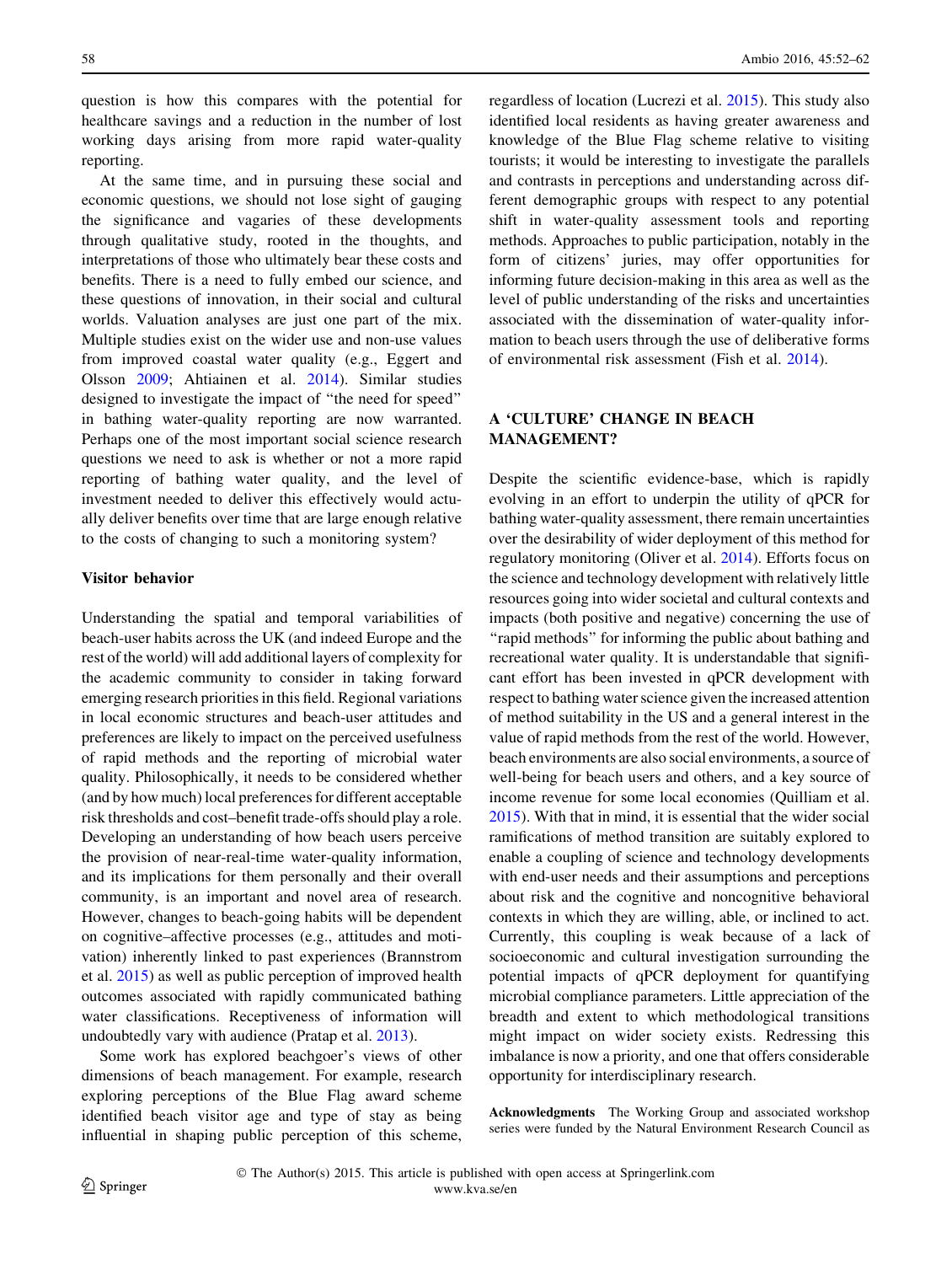question is how this compares with the potential for healthcare savings and a reduction in the number of lost working days arising from more rapid water-quality reporting.

At the same time, and in pursuing these social and economic questions, we should not lose sight of gauging the significance and vagaries of these developments through qualitative study, rooted in the thoughts, and interpretations of those who ultimately bear these costs and benefits. There is a need to fully embed our science, and these questions of innovation, in their social and cultural worlds. Valuation analyses are just one part of the mix. Multiple studies exist on the wider use and non-use values from improved coastal water quality (e.g., Eggert and Olsson 2009; Ahtiainen et al. 2014). Similar studies designed to investigate the impact of "the need for speed" in bathing water-quality reporting are now warranted. Perhaps one of the most important social science research questions we need to ask is whether or not a more rapid reporting of bathing water quality, and the level of investment needed to deliver this effectively would actually deliver benefits over time that are large enough relative to the costs of changing to such a monitoring system?

### Visitor behavior

Understanding the spatial and temporal variabilities of beach-user habits across the UK (and indeed Europe and the rest of the world) will add additional layers of complexity for the academic community to consider in taking forward emerging research priorities in this field. Regional variations in local economic structures and beach-user attitudes and preferences are likely to impact on the perceived usefulness of rapid methods and the reporting of microbial water quality. Philosophically, it needs to be considered whether (and by how much) local preferences for different acceptable risk thresholds and cost–benefit trade-offs should play a role. Developing an understanding of how beach users perceive the provision of near-real-time water-quality information, and its implications for them personally and their overall community, is an important and novel area of research. However, changes to beach-going habits will be dependent on cognitive–affective processes (e.g., attitudes and motivation) inherently linked to past experiences (Brannstrom et al. 2015) as well as public perception of improved health outcomes associated with rapidly communicated bathing water classifications. Receptiveness of information will undoubtedly vary with audience (Pratap et al. 2013).

Some work has explored beachgoer's views of other dimensions of beach management. For example, research exploring perceptions of the Blue Flag award scheme identified beach visitor age and type of stay as being influential in shaping public perception of this scheme, regardless of location (Lucrezi et al. 2015). This study also identified local residents as having greater awareness and knowledge of the Blue Flag scheme relative to visiting tourists; it would be interesting to investigate the parallels and contrasts in perceptions and understanding across different demographic groups with respect to any potential shift in water-quality assessment tools and reporting methods. Approaches to public participation, notably in the form of citizens' juries, may offer opportunities for informing future decision-making in this area as well as the level of public understanding of the risks and uncertainties associated with the dissemination of water-quality information to beach users through the use of deliberative forms of environmental risk assessment (Fish et al. 2014).

## A 'CULTURE' CHANGE IN BEACH MANAGEMENT?

Despite the scientific evidence-base, which is rapidly evolving in an effort to underpin the utility of qPCR for bathing water-quality assessment, there remain uncertainties over the desirability of wider deployment of this method for regulatory monitoring (Oliver et al. 2014). Efforts focus on the science and technology development with relatively little resources going into wider societal and cultural contexts and impacts (both positive and negative) concerning the use of "rapid methods" for informing the public about bathing and recreational water quality. It is understandable that significant effort has been invested in qPCR development with respect to bathing water science given the increased attention of method suitability in the US and a general interest in the value of rapid methods from the rest of the world. However, beach environments are also social environments, a source of well-being for beach users and others, and a key source of income revenue for some local economies (Quilliam et al. 2015). With that in mind, it is essential that the wider social ramifications of method transition are suitably explored to enable a coupling of science and technology developments with end-user needs and their assumptions and perceptions about risk and the cognitive and noncognitive behavioral contexts in which they are willing, able, or inclined to act. Currently, this coupling is weak because of a lack of socioeconomic and cultural investigation surrounding the potential impacts of qPCR deployment for quantifying microbial compliance parameters. Little appreciation of the breadth and extent to which methodological transitions might impact on wider society exists. Redressing this imbalance is now a priority, and one that offers considerable opportunity for interdisciplinary research.

**Acknowledgments** The Working Group and associated workshop series were funded by the Natural Environment Research Council as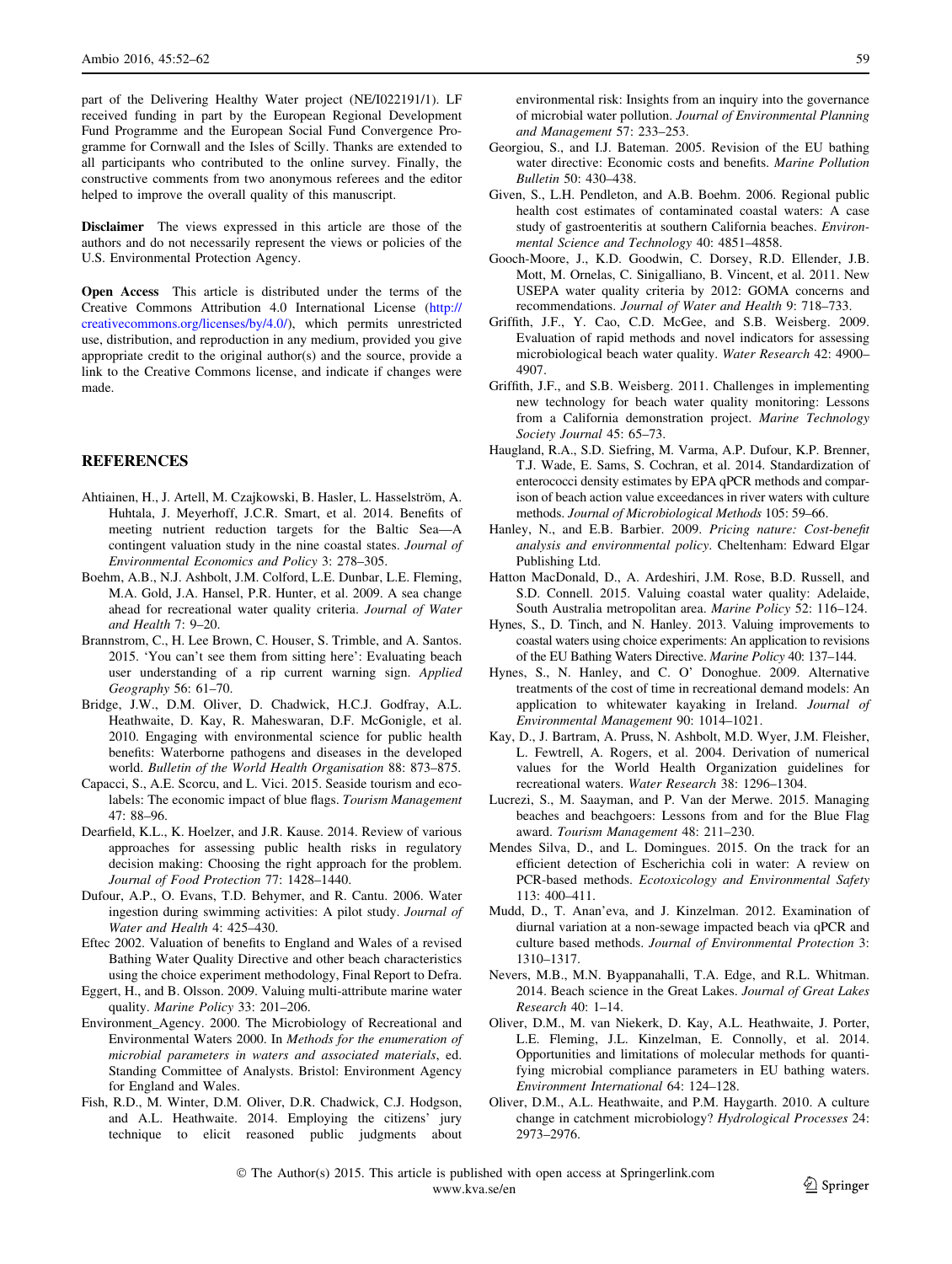part of the Delivering Healthy Water project (NE/I022191/1). LF received funding in part by the European Regional Development Fund Programme and the European Social Fund Convergence Programme for Cornwall and the Isles of Scilly. Thanks are extended to all participants who contributed to the online survey. Finally, the constructive comments from two anonymous referees and the editor helped to improve the overall quality of this manuscript.

**Disclaimer** The views expressed in this article are those of the authors and do not necessarily represent the views or policies of the U.S. Environmental Protection Agency.

**Open Access** This article is distributed under the terms of the Creative Commons Attribution 4.0 International License (http://creativecommons.org/licenses/by/4.0/), which permits unrestricted use, distribution, and reproduction in any medium, provided you give appropriate credit to the original author(s) and the source, provide a link to the Creative Commons license, and indicate if changes were made.

## REFERENCES

Ahtiainen, H., J. Artell, M. Czajkowski, B. Hasler, L. Hasselström, A. Huhtala, J. Meyerhoff, J.C.R. Smart, et al. 2014. Benefits of meeting nutrient reduction targets for the Baltic Sea—A contingent valuation study in the nine coastal states. *Journal of Environmental Economics and Policy* 3: 278–305.

Boehm, A.B., N.J. Ashbolt, J.M. Colford, L.E. Dunbar, L.E. Fleming, M.A. Gold, J.A. Hansel, P.R. Hunter, et al. 2009. A sea change ahead for recreational water quality criteria. *Journal of Water and Health* 7: 9–20.

Brannstrom, C., H. Lee Brown, C. Houser, S. Trimble, and A. Santos. 2015. 'You can't see them from sitting here': Evaluating beach user understanding of a rip current warning sign. *Applied Geography* 56: 61–70.

Bridge, J.W., D.M. Oliver, D. Chadwick, H.C.J. Godfray, A.L. Heathwaite, D. Kay, R. Maheswaran, D.F. McGonigle, et al. 2010. Engaging with environmental science for public health benefits: Waterborne pathogens and diseases in the developed world. *Bulletin of the World Health Organisation* 88: 873–875.

Capacci, S., A.E. Scorcu, and L. Vici. 2015. Seaside tourism and eco-labels: The economic impact of blue flags. *Tourism Management* 47: 88–96.

Dearfield, K.L., K. Hoelzer, and J.R. Kause. 2014. Review of various approaches for assessing public health risks in regulatory decision making: Choosing the right approach for the problem. *Journal of Food Protection* 77: 1428–1440.

Dufour, A.P., O. Evans, T.D. Behymer, and R. Cantu. 2006. Water ingestion during swimming activities: A pilot study. *Journal of Water and Health* 4: 425–430.

Eftec 2002. Valuation of benefits to England and Wales of a revised Bathing Water Quality Directive and other beach characteristics using the choice experiment methodology, Final Report to Defra.

Eggert, H., and B. Olsson. 2009. Valuing multi-attribute marine water quality. *Marine Policy* 33: 201–206.

Environment_Agency. 2000. The Microbiology of Recreational and Environmental Waters 2000. In *Methods for the enumeration of microbial parameters in waters and associated materials*, ed. Standing Committee of Analysts. Bristol: Environment Agency for England and Wales.

Fish, R.D., M. Winter, D.M. Oliver, D.R. Chadwick, C.J. Hodgson, and A.L. Heathwaite. 2014. Employing the citizens' jury technique to elicit reasoned public judgments about environmental risk: Insights from an inquiry into the governance of microbial water pollution. *Journal of Environmental Planning and Management* 57: 233–253.

Georgiou, S., and I.J. Bateman. 2005. Revision of the EU bathing water directive: Economic costs and benefits. *Marine Pollution Bulletin* 50: 430–438.

Given, S., L.H. Pendleton, and A.B. Boehm. 2006. Regional public health cost estimates of contaminated coastal waters: A case study of gastroenteritis at southern California beaches. *Environmental Science and Technology* 40: 4851–4858.

Gooch-Moore, J., K.D. Goodwin, C. Dorsey, R.D. Ellender, J.B. Mott, M. Ornelas, C. Sinigalliano, B. Vincent, et al. 2011. New USEPA water quality criteria by 2012: GOMA concerns and recommendations. *Journal of Water and Health* 9: 718–733.

Griffith, J.F., Y. Cao, C.D. McGee, and S.B. Weisberg. 2009. Evaluation of rapid methods and novel indicators for assessing microbiological beach water quality. *Water Research* 42: 4900–4907.

Griffith, J.F., and S.B. Weisberg. 2011. Challenges in implementing new technology for beach water quality monitoring: Lessons from a California demonstration project. *Marine Technology Society Journal* 45: 65–73.

Haugland, R.A., S.D. Siefring, M. Varma, A.P. Dufour, K.P. Brenner, T.J. Wade, E. Sams, S. Cochran, et al. 2014. Standardization of enterococci density estimates by EPA qPCR methods and comparison of beach action value exceedances in river waters with culture methods. *Journal of Microbiological Methods* 105: 59–66.

Hanley, N., and E.B. Barbier. 2009. *Pricing nature: Cost-benefit analysis and environmental policy*. Cheltenham: Edward Elgar Publishing Ltd.

Hatton MacDonald, D., A. Ardeshiri, J.M. Rose, B.D. Russell, and S.D. Connell. 2015. Valuing coastal water quality: Adelaide, South Australia metropolitan area. *Marine Policy* 52: 116–124.

Hynes, S., D. Tinch, and N. Hanley. 2013. Valuing improvements to coastal waters using choice experiments: An application to revisions of the EU Bathing Waters Directive. *Marine Policy* 40: 137–144.

Hynes, S., N. Hanley, and C. O' Donoghue. 2009. Alternative treatments of the cost of time in recreational demand models: An application to whitewater kayaking in Ireland. *Journal of Environmental Management* 90: 1014–1021.

Kay, D., J. Bartram, A. Pruss, N. Ashbolt, M.D. Wyer, J.M. Fleisher, L. Fewtrell, A. Rogers, et al. 2004. Derivation of numerical values for the World Health Organization guidelines for recreational waters. *Water Research* 38: 1296–1304.

Lucrezi, S., M. Saayman, and P. Van der Merwe. 2015. Managing beaches and beachgoers: Lessons from and for the Blue Flag award. *Tourism Management* 48: 211–230.

Mendes Silva, D., and L. Domingues. 2015. On the track for an efficient detection of Escherichia coli in water: A review on PCR-based methods. *Ecotoxicology and Environmental Safety* 113: 400–411.

Mudd, D., T. Anan'eva, and J. Kinzelman. 2012. Examination of diurnal variation at a non-sewage impacted beach via qPCR and culture based methods. *Journal of Environmental Protection* 3: 1310–1317.

Nevers, M.B., M.N. Byappanahalli, T.A. Edge, and R.L. Whitman. 2014. Beach science in the Great Lakes. *Journal of Great Lakes Research* 40: 1–14.

Oliver, D.M., M. van Niekerk, D. Kay, A.L. Heathwaite, J. Porter, L.E. Fleming, J.L. Kinzelman, E. Connolly, et al. 2014. Opportunities and limitations of molecular methods for quantifying microbial compliance parameters in EU bathing waters. *Environment International* 64: 124–128.

Oliver, D.M., A.L. Heathwaite, and P.M. Haygarth. 2010. A culture change in catchment microbiology? *Hydrological Processes* 24: 2973–2976.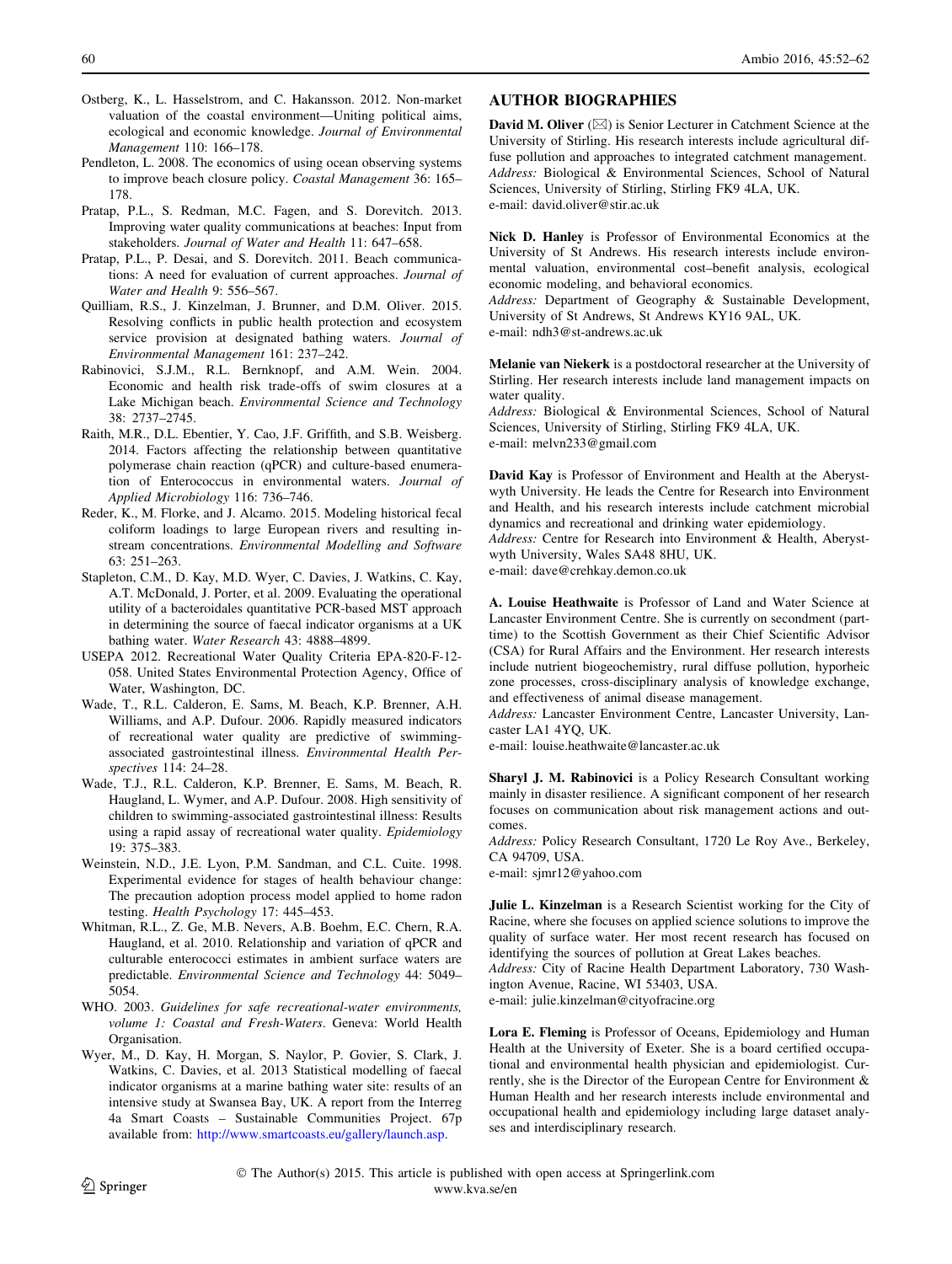Ostberg, K., L. Hasselstrom, and C. Hakansson. 2012. Non-market valuation of the coastal environment—Uniting political aims, ecological and economic knowledge. *Journal of Environmental Management* 110: 166–178.

Pendleton, L. 2008. The economics of using ocean observing systems to improve beach closure policy. *Coastal Management* 36: 165–178.

Pratap, P.L., S. Redman, M.C. Fagen, and S. Dorevitch. 2013. Improving water quality communications at beaches: Input from stakeholders. *Journal of Water and Health* 11: 647–658.

Pratap, P.L., P. Desai, and S. Dorevitch. 2011. Beach communications: A need for evaluation of current approaches. *Journal of Water and Health* 9: 556–567.

Quilliam, R.S., J. Kinzelman, J. Brunner, and D.M. Oliver. 2015. Resolving conflicts in public health protection and ecosystem service provision at designated bathing waters. *Journal of Environmental Management* 161: 237–242.

Rabinovici, S.J.M., R.L. Bernknopf, and A.M. Wein. 2004. Economic and health risk trade-offs of swim closures at a Lake Michigan beach. *Environmental Science and Technology* 38: 2737–2745.

Raith, M.R., D.L. Ebentier, Y. Cao, J.F. Griffith, and S.B. Weisberg. 2014. Factors affecting the relationship between quantitative polymerase chain reaction (qPCR) and culture-based enumeration of Enterococcus in environmental waters. *Journal of Applied Microbiology* 116: 736–746.

Reder, K., M. Florke, and J. Alcamo. 2015. Modeling historical fecal coliform loadings to large European rivers and resulting in-stream concentrations. *Environmental Modelling and Software* 63: 251–263.

Stapleton, C.M., D. Kay, M.D. Wyer, C. Davies, J. Watkins, C. Kay, A.T. McDonald, J. Porter, et al. 2009. Evaluating the operational utility of a bacteroidales quantitative PCR-based MST approach in determining the source of faecal indicator organisms at a UK bathing water. *Water Research* 43: 4888–4899.

USEPA 2012. Recreational Water Quality Criteria EPA-820-F-12-058. United States Environmental Protection Agency, Office of Water, Washington, DC.

Wade, T., R.L. Calderon, E. Sams, M. Beach, K.P. Brenner, A.H. Williams, and A.P. Dufour. 2006. Rapidly measured indicators of recreational water quality are predictive of swimming-associated gastrointestinal illness. *Environmental Health Perspectives* 114: 24–28.

Wade, T.J., R.L. Calderon, K.P. Brenner, E. Sams, M. Beach, R. Haugland, L. Wymer, and A.P. Dufour. 2008. High sensitivity of children to swimming-associated gastrointestinal illness: Results using a rapid assay of recreational water quality. *Epidemiology* 19: 375–383.

Weinstein, N.D., J.E. Lyon, P.M. Sandman, and C.L. Cuite. 1998. Experimental evidence for stages of health behaviour change: The precaution adoption process model applied to home radon testing. *Health Psychology* 17: 445–453.

Whitman, R.L., Z. Ge, M.B. Nevers, A.B. Boehm, E.C. Chern, R.A. Haugland, et al. 2010. Relationship and variation of qPCR and culturable enterococci estimates in ambient surface waters are predictable. *Environmental Science and Technology* 44: 5049–5054.

WHO. 2003. *Guidelines for safe recreational-water environments, volume 1: Coastal and Fresh-Waters*. Geneva: World Health Organisation.

Wyer, M., D. Kay, H. Morgan, S. Naylor, P. Govier, S. Clark, J. Watkins, C. Davies, et al. 2013 Statistical modelling of faecal indicator organisms at a marine bathing water site: results of an intensive study at Swansea Bay, UK. A report from the Interreg 4a Smart Coasts – Sustainable Communities Project. 67p available from: http://www.smartcoasts.eu/gallery/launch.asp.

## AUTHOR BIOGRAPHIES

**David M. Oliver** (✉) is Senior Lecturer in Catchment Science at the University of Stirling. His research interests include agricultural diffuse pollution and approaches to integrated catchment management.
*Address:* Biological & Environmental Sciences, School of Natural Sciences, University of Stirling, Stirling FK9 4LA, UK.
e-mail: david.oliver@stir.ac.uk

**Nick D. Hanley** is Professor of Environmental Economics at the University of St Andrews. His research interests include environmental valuation, environmental cost–benefit analysis, ecological economic modeling, and behavioral economics.
*Address:* Department of Geography & Sustainable Development, University of St Andrews, St Andrews KY16 9AL, UK.
e-mail: ndh3@st-andrews.ac.uk

**Melanie van Niekerk** is a postdoctoral researcher at the University of Stirling. Her research interests include land management impacts on water quality.
*Address:* Biological & Environmental Sciences, School of Natural Sciences, University of Stirling, Stirling FK9 4LA, UK.
e-mail: melvn233@gmail.com

**David Kay** is Professor of Environment and Health at the Aberystwyth University. He leads the Centre for Research into Environment and Health, and his research interests include catchment microbial dynamics and recreational and drinking water epidemiology.
*Address:* Centre for Research into Environment & Health, Aberystwyth University, Wales SA48 8HU, UK.
e-mail: dave@crehkay.demon.co.uk

**A. Louise Heathwaite** is Professor of Land and Water Science at Lancaster Environment Centre. She is currently on secondment (part-time) to the Scottish Government as their Chief Scientific Advisor (CSA) for Rural Affairs and the Environment. Her research interests include nutrient biogeochemistry, rural diffuse pollution, hyporheic zone processes, cross-disciplinary analysis of knowledge exchange, and effectiveness of animal disease management.
*Address:* Lancaster Environment Centre, Lancaster University, Lancaster LA1 4YQ, UK.
e-mail: louise.heathwaite@lancaster.ac.uk

**Sharyl J. M. Rabinovici** is a Policy Research Consultant working mainly in disaster resilience. A significant component of her research focuses on communication about risk management actions and outcomes.
*Address:* Policy Research Consultant, 1720 Le Roy Ave., Berkeley, CA 94709, USA.
e-mail: sjmr12@yahoo.com

**Julie L. Kinzelman** is a Research Scientist working for the City of Racine, where she focuses on applied science solutions to improve the quality of surface water. Her most recent research has focused on identifying the sources of pollution at Great Lakes beaches.
*Address:* City of Racine Health Department Laboratory, 730 Washington Avenue, Racine, WI 53403, USA.
e-mail: julie.kinzelman@cityofracine.org

**Lora E. Fleming** is Professor of Oceans, Epidemiology and Human Health at the University of Exeter. She is a board certified occupational and environmental health physician and epidemiologist. Currently, she is the Director of the European Centre for Environment & Human Health and her research interests include environmental and occupational health and epidemiology including large dataset analyses and interdisciplinary research.

© The Author(s) 2015. This article is published with open access at Springerlink.com
www.kva.se/en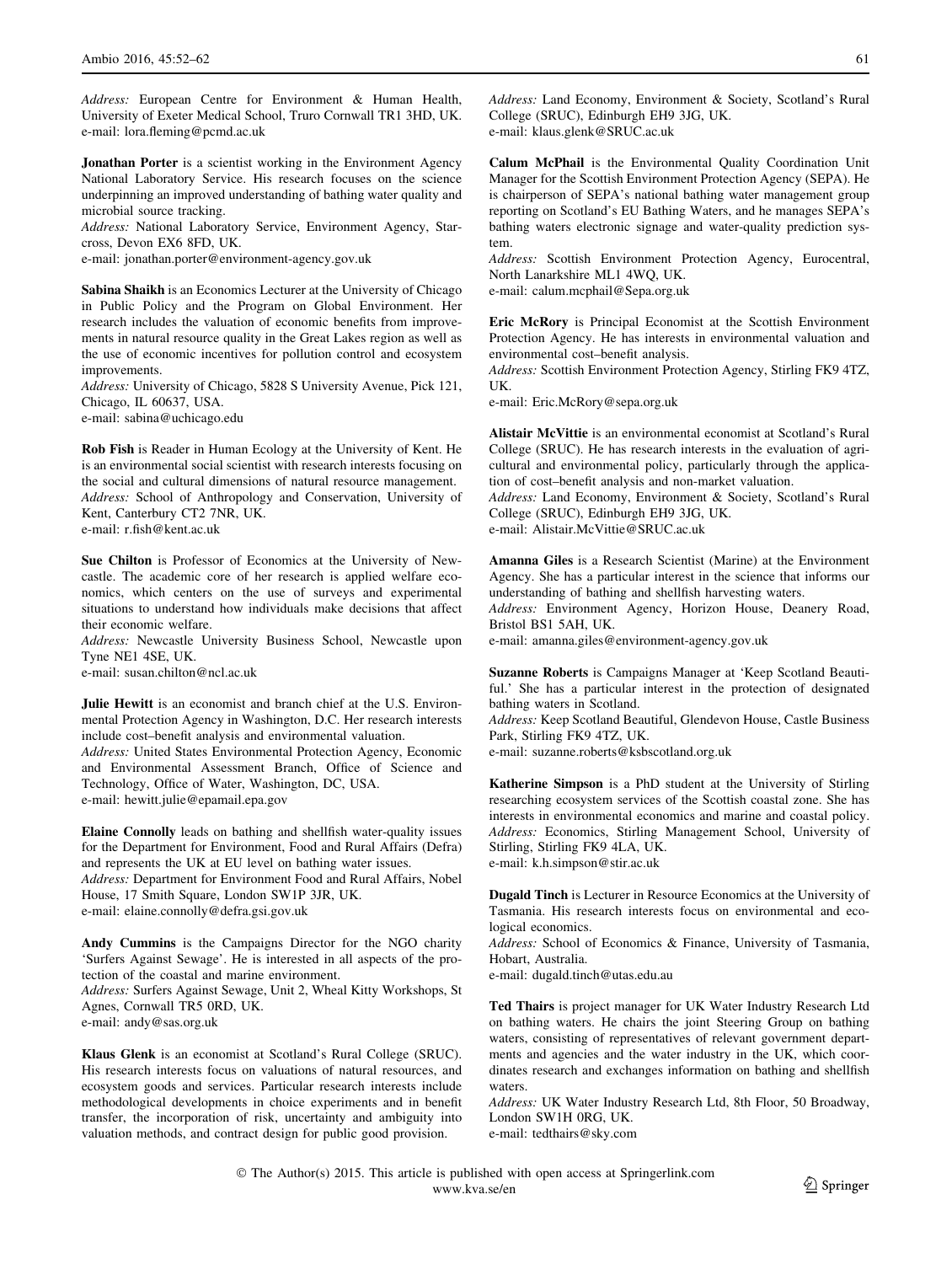*Address:* European Centre for Environment & Human Health, University of Exeter Medical School, Truro Cornwall TR1 3HD, UK.
e-mail: lora.fleming@pcmd.ac.uk

**Jonathan Porter** is a scientist working in the Environment Agency National Laboratory Service. His research focuses on the science underpinning an improved understanding of bathing water quality and microbial source tracking.
*Address:* National Laboratory Service, Environment Agency, Starcross, Devon EX6 8FD, UK.
e-mail: jonathan.porter@environment-agency.gov.uk

**Sabina Shaikh** is an Economics Lecturer at the University of Chicago in Public Policy and the Program on Global Environment. Her research includes the valuation of economic benefits from improvements in natural resource quality in the Great Lakes region as well as the use of economic incentives for pollution control and ecosystem improvements.
*Address:* University of Chicago, 5828 S University Avenue, Pick 121, Chicago, IL 60637, USA.
e-mail: sabina@uchicago.edu

**Rob Fish** is Reader in Human Ecology at the University of Kent. He is an environmental social scientist with research interests focusing on the social and cultural dimensions of natural resource management.
*Address:* School of Anthropology and Conservation, University of Kent, Canterbury CT2 7NR, UK.
e-mail: r.fish@kent.ac.uk

**Sue Chilton** is Professor of Economics at the University of Newcastle. The academic core of her research is applied welfare economics, which centers on the use of surveys and experimental situations to understand how individuals make decisions that affect their economic welfare.
*Address:* Newcastle University Business School, Newcastle upon Tyne NE1 4SE, UK.
e-mail: susan.chilton@ncl.ac.uk

**Julie Hewitt** is an economist and branch chief at the U.S. Environmental Protection Agency in Washington, D.C. Her research interests include cost–benefit analysis and environmental valuation.
*Address:* United States Environmental Protection Agency, Economic and Environmental Assessment Branch, Office of Science and Technology, Office of Water, Washington, DC, USA.
e-mail: hewitt.julie@epamail.epa.gov

**Elaine Connolly** leads on bathing and shellfish water-quality issues for the Department for Environment, Food and Rural Affairs (Defra) and represents the UK at EU level on bathing water issues.
*Address:* Department for Environment Food and Rural Affairs, Nobel House, 17 Smith Square, London SW1P 3JR, UK.
e-mail: elaine.connolly@defra.gsi.gov.uk

**Andy Cummins** is the Campaigns Director for the NGO charity 'Surfers Against Sewage'. He is interested in all aspects of the protection of the coastal and marine environment.
*Address:* Surfers Against Sewage, Unit 2, Wheal Kitty Workshops, St Agnes, Cornwall TR5 0RD, UK.
e-mail: andy@sas.org.uk

**Klaus Glenk** is an economist at Scotland's Rural College (SRUC). His research interests focus on valuations of natural resources, and ecosystem goods and services. Particular research interests include methodological developments in choice experiments and in benefit transfer, the incorporation of risk, uncertainty and ambiguity into valuation methods, and contract design for public good provision.
*Address:* Land Economy, Environment & Society, Scotland's Rural College (SRUC), Edinburgh EH9 3JG, UK.
e-mail: klaus.glenk@SRUC.ac.uk

**Calum McPhail** is the Environmental Quality Coordination Unit Manager for the Scottish Environment Protection Agency (SEPA). He is chairperson of SEPA's national bathing water management group reporting on Scotland's EU Bathing Waters, and he manages SEPA's bathing waters electronic signage and water-quality prediction system.
*Address:* Scottish Environment Protection Agency, Eurocentral, North Lanarkshire ML1 4WQ, UK.
e-mail: calum.mcphail@Sepa.org.uk

**Eric McRory** is Principal Economist at the Scottish Environment Protection Agency. He has interests in environmental valuation and environmental cost–benefit analysis.
*Address:* Scottish Environment Protection Agency, Stirling FK9 4TZ, UK.
e-mail: Eric.McRory@sepa.org.uk

**Alistair McVittie** is an environmental economist at Scotland's Rural College (SRUC). He has research interests in the evaluation of agricultural and environmental policy, particularly through the application of cost–benefit analysis and non-market valuation.
*Address:* Land Economy, Environment & Society, Scotland's Rural College (SRUC), Edinburgh EH9 3JG, UK.
e-mail: Alistair.McVittie@SRUC.ac.uk

**Amanna Giles** is a Research Scientist (Marine) at the Environment Agency. She has a particular interest in the science that informs our understanding of bathing and shellfish harvesting waters.
*Address:* Environment Agency, Horizon House, Deanery Road, Bristol BS1 5AH, UK.
e-mail: amanna.giles@environment-agency.gov.uk

**Suzanne Roberts** is Campaigns Manager at 'Keep Scotland Beautiful.' She has a particular interest in the protection of designated bathing waters in Scotland.
*Address:* Keep Scotland Beautiful, Glendevon House, Castle Business Park, Stirling FK9 4TZ, UK.
e-mail: suzanne.roberts@ksbscotland.org.uk

**Katherine Simpson** is a PhD student at the University of Stirling researching ecosystem services of the Scottish coastal zone. She has interests in environmental economics and marine and coastal policy.
*Address:* Economics, Stirling Management School, University of Stirling, Stirling FK9 4LA, UK.
e-mail: k.h.simpson@stir.ac.uk

**Dugald Tinch** is Lecturer in Resource Economics at the University of Tasmania. His research interests focus on environmental and ecological economics.
*Address:* School of Economics & Finance, University of Tasmania, Hobart, Australia.
e-mail: dugald.tinch@utas.edu.au

**Ted Thairs** is project manager for UK Water Industry Research Ltd on bathing waters. He chairs the joint Steering Group on bathing waters, consisting of representatives of relevant government departments and agencies and the water industry in the UK, which coordinates research and exchanges information on bathing and shellfish waters.
*Address:* UK Water Industry Research Ltd, 8th Floor, 50 Broadway, London SW1H 0RG, UK.
e-mail: tedthairs@sky.com

© The Author(s) 2015. This article is published with open access at Springerlink.com
www.kva.se/en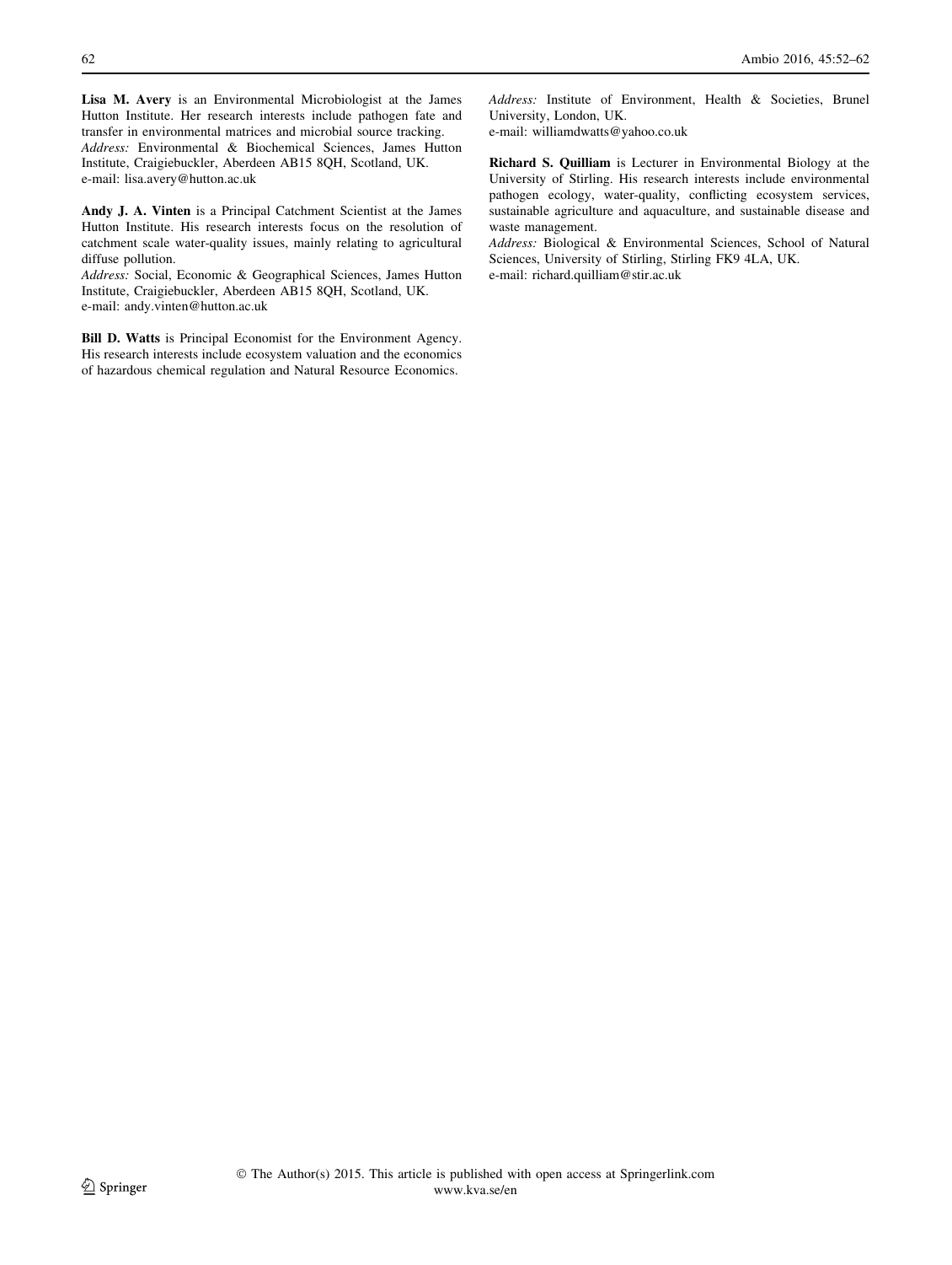**Lisa M. Avery** is an Environmental Microbiologist at the James Hutton Institute. Her research interests include pathogen fate and transfer in environmental matrices and microbial source tracking.
*Address:* Environmental & Biochemical Sciences, James Hutton Institute, Craigiebuckler, Aberdeen AB15 8QH, Scotland, UK.
e-mail: lisa.avery@hutton.ac.uk

**Andy J. A. Vinten** is a Principal Catchment Scientist at the James Hutton Institute. His research interests focus on the resolution of catchment scale water-quality issues, mainly relating to agricultural diffuse pollution.
*Address:* Social, Economic & Geographical Sciences, James Hutton Institute, Craigiebuckler, Aberdeen AB15 8QH, Scotland, UK.
e-mail: andy.vinten@hutton.ac.uk

**Bill D. Watts** is Principal Economist for the Environment Agency. His research interests include ecosystem valuation and the economics of hazardous chemical regulation and Natural Resource Economics.
*Address:* Institute of Environment, Health & Societies, Brunel University, London, UK.
e-mail: williamdwatts@yahoo.co.uk

**Richard S. Quilliam** is Lecturer in Environmental Biology at the University of Stirling. His research interests include environmental pathogen ecology, water-quality, conflicting ecosystem services, sustainable agriculture and aquaculture, and sustainable disease and waste management.
*Address:* Biological & Environmental Sciences, School of Natural Sciences, University of Stirling, Stirling FK9 4LA, UK.
e-mail: richard.quilliam@stir.ac.uk

© The Author(s) 2015. This article is published with open access at Springerlink.com
www.kva.se/en